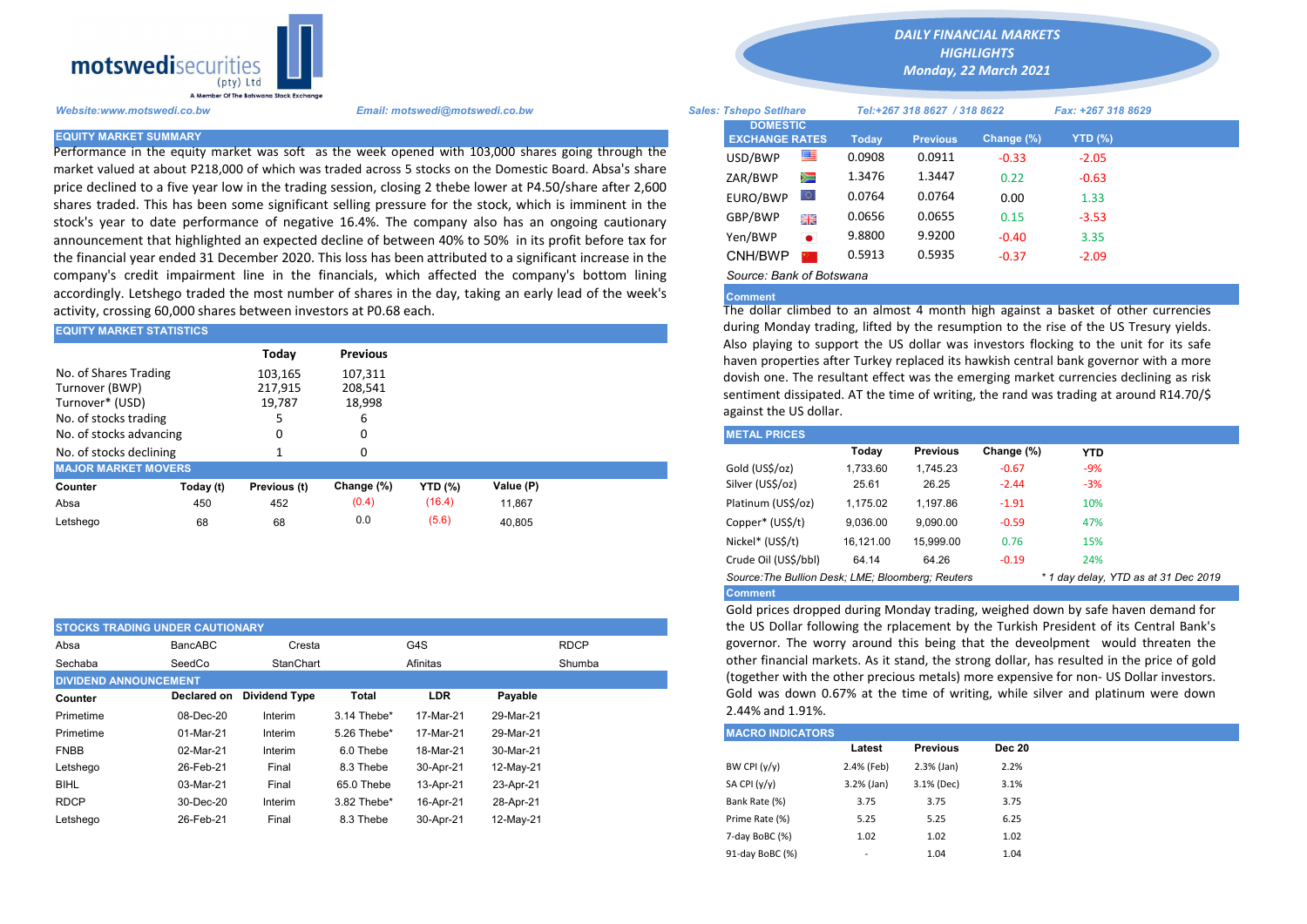motswedisecurities (pty) Ltd
A Member Of The Botswana Stock Exchange

# DAILY FINANCIAL MARKETS HIGHLIGHTS
## Monday, 22 March 2021

Website:www.motswedi.co.bw | Email: motswedi@motswedi.co.bw | Sales: Tshepo Setlhare | Tel:+267 318 8627 / 318 8622 | Fax: +267 318 8629

## EQUITY MARKET SUMMARY

Performance in the equity market was soft as the week opened with 103,000 shares going through the market valued at about P218,000 of which was traded across 5 stocks on the Domestic Board. Absa's share price declined to a five year low in the trading session, closing 2 thebe lower at P4.50/share after 2,600 shares traded. This has been some significant selling pressure for the stock, which is imminent in the stock's year to date performance of negative 16.4%. The company also has an ongoing cautionary announcement that highlighted an expected decline of between 40% to 50% in its profit before tax for the financial year ended 31 December 2020. This loss has been attributed to a significant increase in the company's credit impairment line in the financials, which affected the company's bottom lining accordingly. Letshego traded the most number of shares in the day, taking an early lead of the week's activity, crossing 60,000 shares between investors at P0.68 each.

## EQUITY MARKET STATISTICS

| | Today | Previous |
|---|---|---|
| No. of Shares Trading | 103,165 | 107,311 |
| Turnover (BWP) | 217,915 | 208,541 |
| Turnover* (USD) | 19,787 | 18,998 |
| No. of stocks trading | 5 | 6 |
| No. of stocks advancing | 0 | 0 |
| No. of stocks declining | 1 | 0 |

## MAJOR MARKET MOVERS

| Counter | Today (t) | Previous (t) | Change (%) | YTD (%) | Value (P) |
|---|---|---|---|---|---|
| Absa | 450 | 452 | (0.4) | (16.4) | 11,867 |
| Letshego | 68 | 68 | 0.0 | (5.6) | 40,805 |

## STOCKS TRADING UNDER CAUTIONARY

| | | | | |
|---|---|---|---|---|
| Absa | BancABC | Cresta | G4S | RDCP |
| Sechaba | SeedCo | StanChart | Afinitas | Shumba |

## DIVIDEND ANNOUNCEMENT

| Counter | Declared on | Dividend Type | Total | LDR | Payable |
|---|---|---|---|---|---|
| Primetime | 08-Dec-20 | Interim | 3.14 Thebe* | 17-Mar-21 | 29-Mar-21 |
| Primetime | 01-Mar-21 | Interim | 5.26 Thebe* | 17-Mar-21 | 29-Mar-21 |
| FNBB | 02-Mar-21 | Interim | 6.0 Thebe | 18-Mar-21 | 30-Mar-21 |
| Letshego | 26-Feb-21 | Final | 8.3 Thebe | 30-Apr-21 | 12-May-21 |
| BIHL | 03-Mar-21 | Final | 65.0 Thebe | 13-Apr-21 | 23-Apr-21 |
| RDCP | 30-Dec-20 | Interim | 3.82 Thebe* | 16-Apr-21 | 28-Apr-21 |
| Letshego | 26-Feb-21 | Final | 8.3 Thebe | 30-Apr-21 | 12-May-21 |

## DOMESTIC EXCHANGE RATES

| | Today | Previous | Change (%) | YTD (%) |
|---|---|---|---|---|
| USD/BWP | 0.0908 | 0.0911 | -0.33 | -2.05 |
| ZAR/BWP | 1.3476 | 1.3447 | 0.22 | -0.63 |
| EURO/BWP | 0.0764 | 0.0764 | 0.00 | 1.33 |
| GBP/BWP | 0.0656 | 0.0655 | 0.15 | -3.53 |
| Yen/BWP | 9.8800 | 9.9200 | -0.40 | 3.35 |
| CNH/BWP | 0.5913 | 0.5935 | -0.37 | -2.09 |

Source: Bank of Botswana

**Comment**

The dollar climbed to an almost 4 month high against a basket of other currencies during Monday trading, lifted by the resumption to the rise of the US Tresury yields. Also playing to support the US dollar was investors flocking to the unit for its safe haven properties after Turkey replaced its hawkish central bank governor with a more dovish one. The resultant effect was the emerging market currencies declining as risk sentiment dissipated. AT the time of writing, the rand was trading at around R14.70/$ against the US dollar.

## METAL PRICES

| | Today | Previous | Change (%) | YTD |
|---|---|---|---|---|
| Gold (US$/oz) | 1,733.60 | 1,745.23 | -0.67 | -9% |
| Silver (US$/oz) | 25.61 | 26.25 | -2.44 | -3% |
| Platinum (US$/oz) | 1,175.02 | 1,197.86 | -1.91 | 10% |
| Copper* (US$/t) | 9,036.00 | 9,090.00 | -0.59 | 47% |
| Nickel* (US$/t) | 16,121.00 | 15,999.00 | 0.76 | 15% |
| Crude Oil (US$/bbl) | 64.14 | 64.26 | -0.19 | 24% |

Source:The Bullion Desk; LME; Bloomberg; Reuters | * 1 day delay, YTD as at 31 Dec 2019

**Comment**

Gold prices dropped during Monday trading, weighed down by safe haven demand for the US Dollar following the rplacement by the Turkish President of its Central Bank's governor. The worry around this being that the deveolpment would threaten the other financial markets. As it stand, the strong dollar, has resulted in the price of gold (together with the other precious metals) more expensive for non- US Dollar investors. Gold was down 0.67% at the time of writing, while silver and platinum were down 2.44% and 1.91%.

## MACRO INDICATORS

| | Latest | Previous | Dec 20 |
|---|---|---|---|
| BW CPI (y/y) | 2.4% (Feb) | 2.3% (Jan) | 2.2% |
| SA CPI (y/y) | 3.2% (Jan) | 3.1% (Dec) | 3.1% |
| Bank Rate (%) | 3.75 | 3.75 | 3.75 |
| Prime Rate (%) | 5.25 | 5.25 | 6.25 |
| 7-day BoBC (%) | 1.02 | 1.02 | 1.02 |
| 91-day BoBC (%) | - | 1.04 | 1.04 |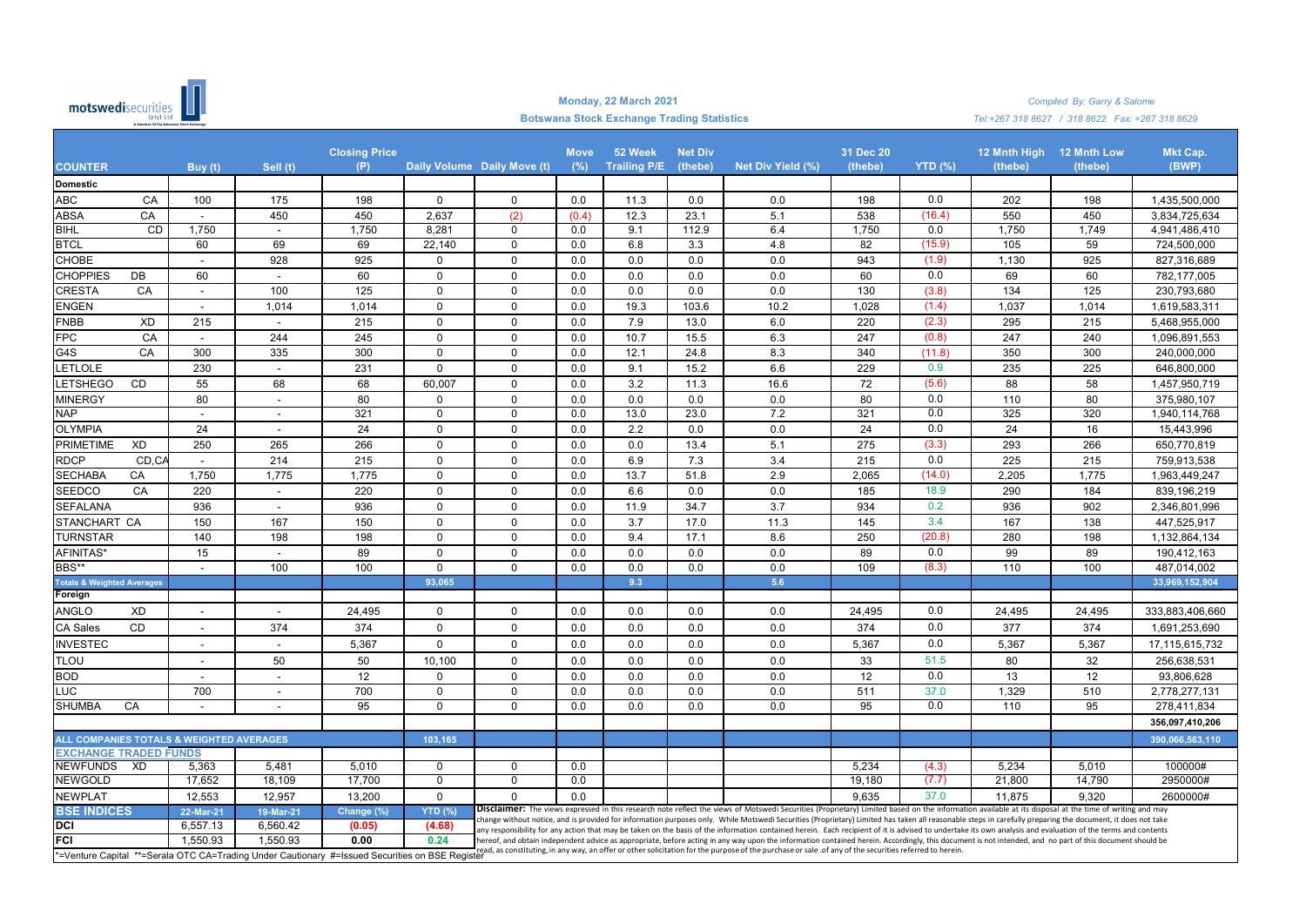**Monday, 22 March 2021**

**Botswana Stock Exchange Trading Statistics**

*Compiled By: Garry & Salome*

*Tel:+267 318 8627 / 318 8622 Fax: +267 318 8629*

| COUNTER | | Buy (t) | Sell (t) | Closing Price (P) | Daily Volume | Daily Move (t) | Move (%) | 52 Week Trailing P/E | Net Div (thebe) | Net Div Yield (%) | 31 Dec 20 (thebe) | YTD (%) | 12 Mnth High (thebe) | 12 Mnth Low (thebe) | Mkt Cap. (BWP) |
|---|---|---|---|---|---|---|---|---|---|---|---|---|---|---|---|
| **Domestic** | | | | | | | | | | | | | | | |
| ABC | CA | 100 | 175 | 198 | 0 | 0 | 0.0 | 11.3 | 0.0 | 0.0 | 198 | 0.0 | 202 | 198 | 1,435,500,000 |
| ABSA | CA | - | 450 | 450 | 2,637 | (2) | (0.4) | 12.3 | 23.1 | 5.1 | 538 | (16.4) | 550 | 450 | 3,834,725,634 |
| BIHL | CD | 1,750 | - | 1,750 | 8,281 | 0 | 0.0 | 9.1 | 112.9 | 6.4 | 1,750 | 0.0 | 1,750 | 1,749 | 4,941,486,410 |
| BTCL | | 60 | 69 | 69 | 22,140 | 0 | 0.0 | 6.8 | 3.3 | 4.8 | 82 | (15.9) | 105 | 59 | 724,500,000 |
| CHOBE | | - | 928 | 925 | 0 | 0 | 0.0 | 0.0 | 0.0 | 0.0 | 943 | (1.9) | 1,130 | 925 | 827,316,689 |
| CHOPPIES | DB | 60 | - | 60 | 0 | 0 | 0.0 | 0.0 | 0.0 | 0.0 | 60 | 0.0 | 69 | 60 | 782,177,005 |
| CRESTA | CA | - | 100 | 125 | 0 | 0 | 0.0 | 0.0 | 0.0 | 0.0 | 130 | (3.8) | 134 | 125 | 230,793,680 |
| ENGEN | | - | 1,014 | 1,014 | 0 | 0 | 0.0 | 19.3 | 103.6 | 10.2 | 1,028 | (1.4) | 1,037 | 1,014 | 1,619,583,311 |
| FNBB | XD | 215 | - | 215 | 0 | 0 | 0.0 | 7.9 | 13.0 | 6.0 | 220 | (2.3) | 295 | 215 | 5,468,955,000 |
| FPC | CA | - | 244 | 245 | 0 | 0 | 0.0 | 10.7 | 15.5 | 6.3 | 247 | (0.8) | 247 | 240 | 1,096,891,553 |
| G4S | CA | 300 | 335 | 300 | 0 | 0 | 0.0 | 12.1 | 24.8 | 8.3 | 340 | (11.8) | 350 | 300 | 240,000,000 |
| LETLOLE | | 230 | - | 231 | 0 | 0 | 0.0 | 9.1 | 15.2 | 6.6 | 229 | 0.9 | 235 | 225 | 646,800,000 |
| LETSHEGO | CD | 55 | 68 | 68 | 60,007 | 0 | 0.0 | 3.2 | 11.3 | 16.6 | 72 | (5.6) | 88 | 58 | 1,457,950,719 |
| MINERGY | | 80 | - | 80 | 0 | 0 | 0.0 | 0.0 | 0.0 | 0.0 | 80 | 0.0 | 110 | 80 | 375,980,107 |
| NAP | | - | - | 321 | 0 | 0 | 0.0 | 13.0 | 23.0 | 7.2 | 321 | 0.0 | 325 | 320 | 1,940,114,768 |
| OLYMPIA | | 24 | - | 24 | 0 | 0 | 0.0 | 2.2 | 0.0 | 0.0 | 24 | 0.0 | 24 | 16 | 15,443,996 |
| PRIMETIME | XD | 250 | 265 | 266 | 0 | 0 | 0.0 | 0.0 | 13.4 | 5.1 | 275 | (3.3) | 293 | 266 | 650,770,819 |
| RDCP | CD,CA | - | 214 | 215 | 0 | 0 | 0.0 | 6.9 | 7.3 | 3.4 | 215 | 0.0 | 225 | 215 | 759,913,538 |
| SECHABA | CA | 1,750 | 1,775 | 1,775 | 0 | 0 | 0.0 | 13.7 | 51.8 | 2.9 | 2,065 | (14.0) | 2,205 | 1,775 | 1,963,449,247 |
| SEEDCO | CA | 220 | - | 220 | 0 | 0 | 0.0 | 6.6 | 0.0 | 0.0 | 185 | 18.9 | 290 | 184 | 839,196,219 |
| SEFALANA | | 936 | - | 936 | 0 | 0 | 0.0 | 11.9 | 34.7 | 3.7 | 934 | 0.2 | 936 | 902 | 2,346,801,996 |
| STANCHART | CA | 150 | 167 | 150 | 0 | 0 | 0.0 | 3.7 | 17.0 | 11.3 | 145 | 3.4 | 167 | 138 | 447,525,917 |
| TURNSTAR | | 140 | 198 | 198 | 0 | 0 | 0.0 | 9.4 | 17.1 | 8.6 | 250 | (20.8) | 280 | 198 | 1,132,864,134 |
| AFINITAS* | | 15 | - | 89 | 0 | 0 | 0.0 | 0.0 | 0.0 | 0.0 | 89 | 0.0 | 99 | 89 | 190,412,163 |
| BBS** | | - | 100 | 100 | 0 | 0 | 0.0 | 0.0 | 0.0 | 0.0 | 109 | (8.3) | 110 | 100 | 487,014,002 |
| **Totals & Weighted Averages** | | | | | 93,065 | | | 9.3 | | 5.6 | | | | | 33,969,152,904 |
| **Foreign** | | | | | | | | | | | | | | | |
| ANGLO | XD | - | - | 24,495 | 0 | 0 | 0.0 | 0.0 | 0.0 | 0.0 | 24,495 | 0.0 | 24,495 | 24,495 | 333,883,406,660 |
| CA Sales | CD | - | 374 | 374 | 0 | 0 | 0.0 | 0.0 | 0.0 | 0.0 | 374 | 0.0 | 377 | 374 | 1,691,253,690 |
| INVESTEC | | - | - | 5,367 | 0 | 0 | 0.0 | 0.0 | 0.0 | 0.0 | 5,367 | 0.0 | 5,367 | 5,367 | 17,115,615,732 |
| TLOU | | - | 50 | 50 | 10,100 | 0 | 0.0 | 0.0 | 0.0 | 0.0 | 33 | 51.5 | 80 | 32 | 256,638,531 |
| BOD | | - | - | 12 | 0 | 0 | 0.0 | 0.0 | 0.0 | 0.0 | 12 | 0.0 | 13 | 12 | 93,806,628 |
| LUC | | 700 | - | 700 | 0 | 0 | 0.0 | 0.0 | 0.0 | 0.0 | 511 | 37.0 | 1,329 | 510 | 2,778,277,131 |
| SHUMBA | CA | - | - | 95 | 0 | 0 | 0.0 | 0.0 | 0.0 | 0.0 | 95 | 0.0 | 110 | 95 | 278,411,834 |
| | | | | | | | | | | | | | | | 356,097,410,206 |
| **ALL COMPANIES TOTALS & WEIGHTED AVERAGES** | | | | | 103,165 | | | | | | | | | | 390,066,563,110 |
| **EXCHANGE TRADED FUNDS** | | | | | | | | | | | | | | | |
| NEWFUNDS | XD | 5,363 | 5,481 | 5,010 | 0 | 0 | 0.0 | | | | 5,234 | (4.3) | 5,234 | 5,010 | 100000# |
| NEWGOLD | | 17,652 | 18,109 | 17,700 | 0 | 0 | 0.0 | | | | 19,180 | (7.7) | 21,800 | 14,790 | 2950000# |
| NEWPLAT | | 12,553 | 12,957 | 13,200 | 0 | 0 | 0.0 | | | | 9,635 | 37.0 | 11,875 | 9,320 | 2600000# |

| BSE INDICES | 22-Mar-21 | 19-Mar-21 | Change (%) | YTD (%) |
|---|---|---|---|---|
| DCI | 6,557.13 | 6,560.42 | (0.05) | (4.68) |
| FCI | 1,550.93 | 1,550.93 | 0.00 | 0.24 |

*=Venture Capital **=Serala OTC CA=Trading Under Cautionary #=Issued Securities on BSE Register

**Disclaimer:** The views expressed in this research note reflect the views of Motswedi Securities (Proprietary) Limited based on the information available at its disposal at the time of writing and may change without notice, and is provided for information purposes only. While Motswedi Securities (Proprietary) Limited has taken all reasonable steps in carefully preparing the document, it does not take any responsibility for any action that may be taken on the basis of the information contained herein. Each recipient of it is advised to undertake its own analysis and evaluation of the terms and contents hereof, and obtain independent advice as appropriate, before acting in any way upon the information contained herein. Accordingly, this document is not intended, and no part of this document should be read, as constituting, in any way, an offer or other solicitation for the purpose of the purchase or sale .of any of the securities referred to herein.